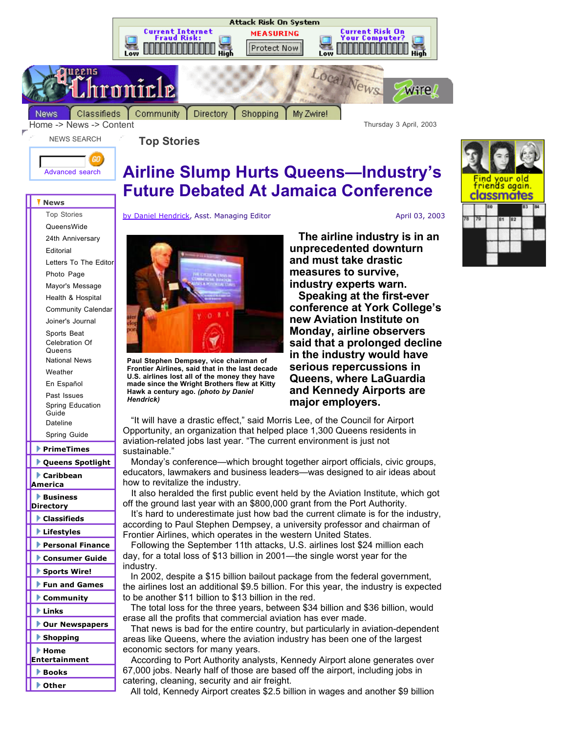Home -> News -> Content

Thursday 3 April, 2003

## Top Stories

# Airline Slump Hurts Queens—Industry's Future Debated At Jamaica Conference

by Daniel Hendrick, Asst. Managing Editor

April 03, 2003

**Paul Stephen Dempsey, vice chairman of Frontier Airlines, said that in the last decade U.S. airlines lost all of the money they have made since the Wright Brothers flew at Kitty Hawk a century ago.** ***(photo by Daniel Hendrick)***

**The airline industry is in an unprecedented downturn and must take drastic measures to survive, industry experts warn.**

**Speaking at the first-ever conference at York College's new Aviation Institute on Monday, airline observers said that a prolonged decline in the industry would have serious repercussions in Queens, where LaGuardia and Kennedy Airports are major employers.**

"It will have a drastic effect," said Morris Lee, of the Council for Airport Opportunity, an organization that helped place 1,300 Queens residents in aviation-related jobs last year. "The current environment is just not sustainable."

Monday's conference—which brought together airport officials, civic groups, educators, lawmakers and business leaders—was designed to air ideas about how to revitalize the industry.

It also heralded the first public event held by the Aviation Institute, which got off the ground last year with an $800,000 grant from the Port Authority.

It's hard to underestimate just how bad the current climate is for the industry, according to Paul Stephen Dempsey, a university professor and chairman of Frontier Airlines, which operates in the western United States.

Following the September 11th attacks, U.S. airlines lost $24 million each day, for a total loss of $13 billion in 2001—the single worst year for the industry.

In 2002, despite a $15 billion bailout package from the federal government, the airlines lost an additional $9.5 billion. For this year, the industry is expected to be another $11 billion to $13 billion in the red.

The total loss for the three years, between $34 billion and $36 billion, would erase all the profits that commercial aviation has ever made.

That news is bad for the entire country, but particularly in aviation-dependent areas like Queens, where the aviation industry has been one of the largest economic sectors for many years.

According to Port Authority analysts, Kennedy Airport alone generates over 67,000 jobs. Nearly half of those are based off the airport, including jobs in catering, cleaning, security and air freight.

All told, Kennedy Airport creates $2.5 billion in wages and another $9 billion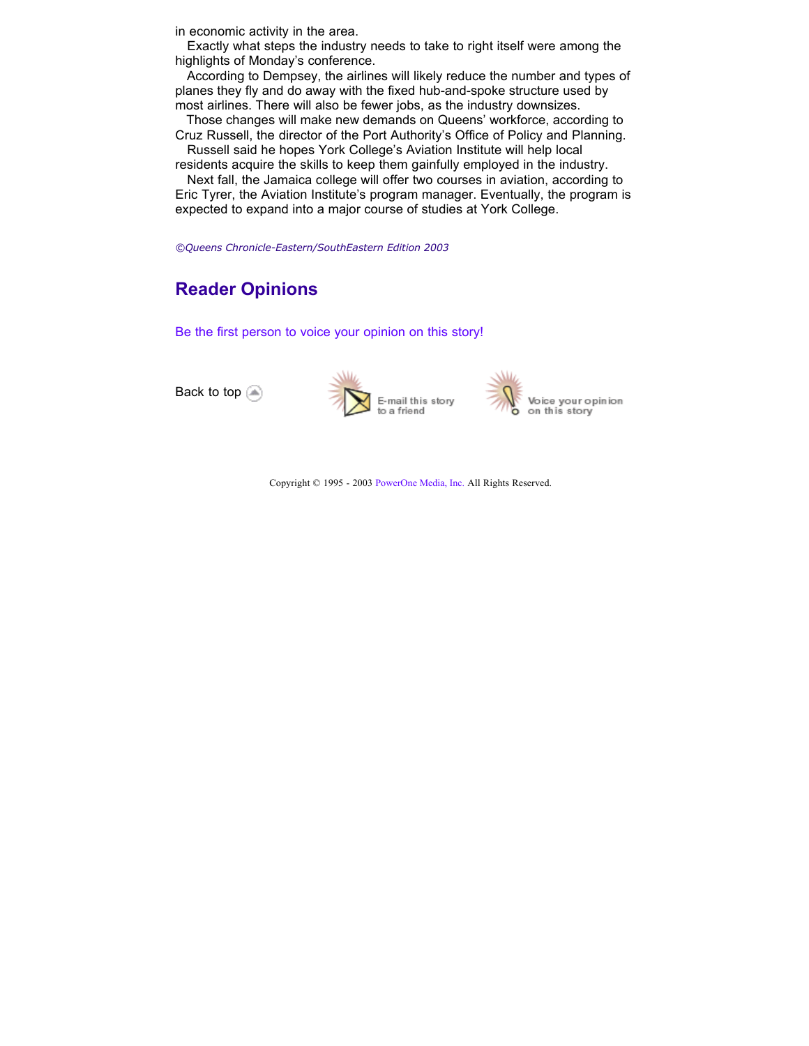in economic activity in the area.

Exactly what steps the industry needs to take to right itself were among the highlights of Monday's conference.

According to Dempsey, the airlines will likely reduce the number and types of planes they fly and do away with the fixed hub-and-spoke structure used by most airlines. There will also be fewer jobs, as the industry downsizes.

Those changes will make new demands on Queens' workforce, according to Cruz Russell, the director of the Port Authority's Office of Policy and Planning.

Russell said he hopes York College's Aviation Institute will help local residents acquire the skills to keep them gainfully employed in the industry.

Next fall, the Jamaica college will offer two courses in aviation, according to Eric Tyrer, the Aviation Institute's program manager. Eventually, the program is expected to expand into a major course of studies at York College.

*©Queens Chronicle-Eastern/SouthEastern Edition 2003*

## Reader Opinions

Be the first person to voice your opinion on this story!

Back to top

E-mail this story to a friend

Voice your opinion on this story

Copyright © 1995 - 2003 PowerOne Media, Inc. All Rights Reserved.